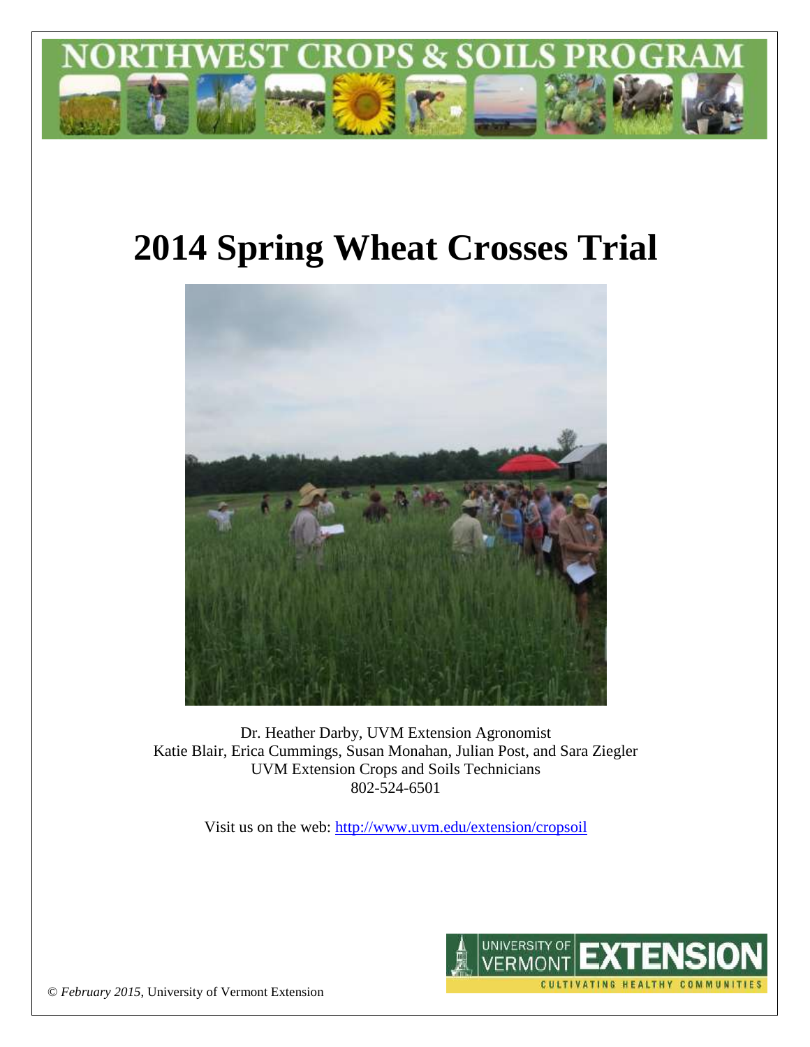NORTHWEST CROPS & SOILS PROGRAM

# 2014 Spring Wheat Crosses Trial

Dr. Heather Darby, UVM Extension Agronomist
Katie Blair, Erica Cummings, Susan Monahan, Julian Post, and Sara Ziegler
UVM Extension Crops and Soils Technicians
802-524-6501

Visit us on the web: http://www.uvm.edu/extension/cropsoil

UNIVERSITY OF VERMONT EXTENSION
CULTIVATING HEALTHY COMMUNITIES

© *February 2015*, University of Vermont Extension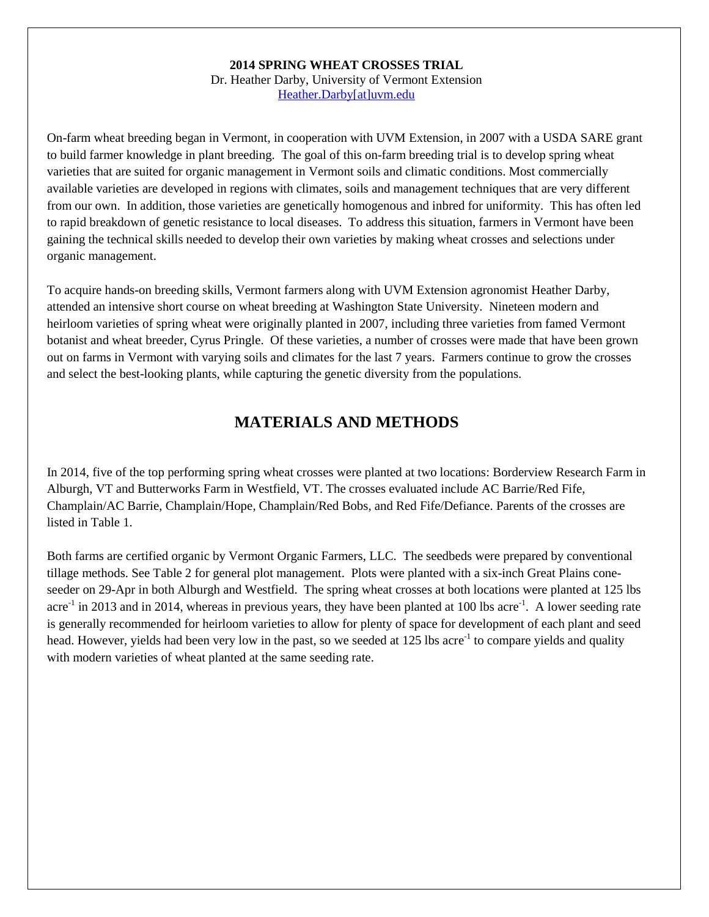**2014 SPRING WHEAT CROSSES TRIAL**
Dr. Heather Darby, University of Vermont Extension
Heather.Darby[at]uvm.edu

On-farm wheat breeding began in Vermont, in cooperation with UVM Extension, in 2007 with a USDA SARE grant to build farmer knowledge in plant breeding. The goal of this on-farm breeding trial is to develop spring wheat varieties that are suited for organic management in Vermont soils and climatic conditions. Most commercially available varieties are developed in regions with climates, soils and management techniques that are very different from our own. In addition, those varieties are genetically homogenous and inbred for uniformity. This has often led to rapid breakdown of genetic resistance to local diseases. To address this situation, farmers in Vermont have been gaining the technical skills needed to develop their own varieties by making wheat crosses and selections under organic management.

To acquire hands-on breeding skills, Vermont farmers along with UVM Extension agronomist Heather Darby, attended an intensive short course on wheat breeding at Washington State University. Nineteen modern and heirloom varieties of spring wheat were originally planted in 2007, including three varieties from famed Vermont botanist and wheat breeder, Cyrus Pringle. Of these varieties, a number of crosses were made that have been grown out on farms in Vermont with varying soils and climates for the last 7 years. Farmers continue to grow the crosses and select the best-looking plants, while capturing the genetic diversity from the populations.

## MATERIALS AND METHODS

In 2014, five of the top performing spring wheat crosses were planted at two locations: Borderview Research Farm in Alburgh, VT and Butterworks Farm in Westfield, VT. The crosses evaluated include AC Barrie/Red Fife, Champlain/AC Barrie, Champlain/Hope, Champlain/Red Bobs, and Red Fife/Defiance. Parents of the crosses are listed in Table 1.

Both farms are certified organic by Vermont Organic Farmers, LLC. The seedbeds were prepared by conventional tillage methods. See Table 2 for general plot management. Plots were planted with a six-inch Great Plains cone-seeder on 29-Apr in both Alburgh and Westfield. The spring wheat crosses at both locations were planted at 125 lbs acre$^{-1}$ in 2013 and in 2014, whereas in previous years, they have been planted at 100 lbs acre$^{-1}$. A lower seeding rate is generally recommended for heirloom varieties to allow for plenty of space for development of each plant and seed head. However, yields had been very low in the past, so we seeded at 125 lbs acre$^{-1}$ to compare yields and quality with modern varieties of wheat planted at the same seeding rate.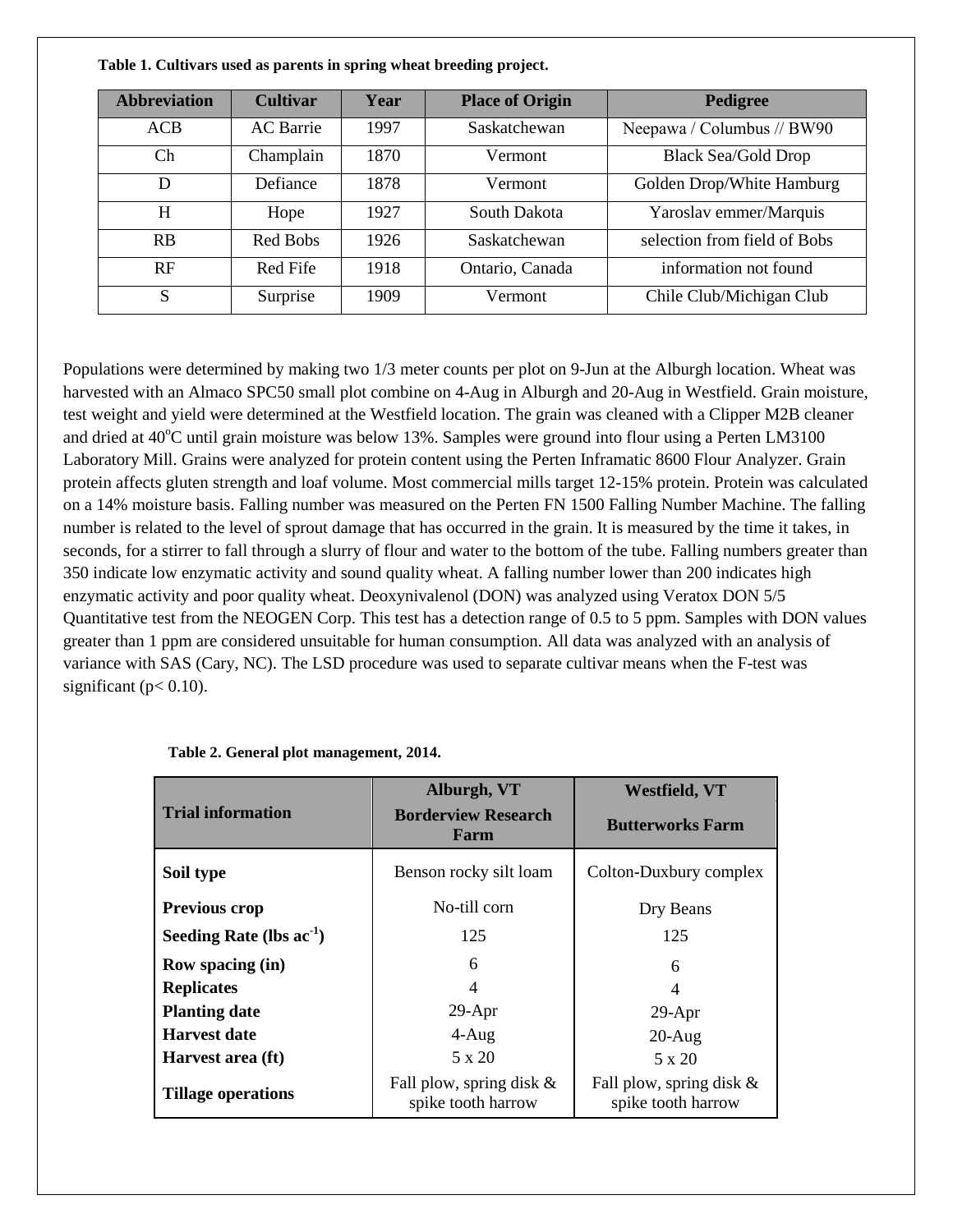**Table 1. Cultivars used as parents in spring wheat breeding project.**

| Abbreviation | Cultivar | Year | Place of Origin | Pedigree |
|---|---|---|---|---|
| ACB | AC Barrie | 1997 | Saskatchewan | Neepawa / Columbus // BW90 |
| Ch | Champlain | 1870 | Vermont | Black Sea/Gold Drop |
| D | Defiance | 1878 | Vermont | Golden Drop/White Hamburg |
| H | Hope | 1927 | South Dakota | Yaroslav emmer/Marquis |
| RB | Red Bobs | 1926 | Saskatchewan | selection from field of Bobs |
| RF | Red Fife | 1918 | Ontario, Canada | information not found |
| S | Surprise | 1909 | Vermont | Chile Club/Michigan Club |

Populations were determined by making two 1/3 meter counts per plot on 9-Jun at the Alburgh location. Wheat was harvested with an Almaco SPC50 small plot combine on 4-Aug in Alburgh and 20-Aug in Westfield. Grain moisture, test weight and yield were determined at the Westfield location. The grain was cleaned with a Clipper M2B cleaner and dried at 40°C until grain moisture was below 13%. Samples were ground into flour using a Perten LM3100 Laboratory Mill. Grains were analyzed for protein content using the Perten Inframatic 8600 Flour Analyzer. Grain protein affects gluten strength and loaf volume. Most commercial mills target 12-15% protein. Protein was calculated on a 14% moisture basis. Falling number was measured on the Perten FN 1500 Falling Number Machine. The falling number is related to the level of sprout damage that has occurred in the grain. It is measured by the time it takes, in seconds, for a stirrer to fall through a slurry of flour and water to the bottom of the tube. Falling numbers greater than 350 indicate low enzymatic activity and sound quality wheat. A falling number lower than 200 indicates high enzymatic activity and poor quality wheat. Deoxynivalenol (DON) was analyzed using Veratox DON 5/5 Quantitative test from the NEOGEN Corp. This test has a detection range of 0.5 to 5 ppm. Samples with DON values greater than 1 ppm are considered unsuitable for human consumption. All data was analyzed with an analysis of variance with SAS (Cary, NC). The LSD procedure was used to separate cultivar means when the F-test was significant ($p < 0.10$).

**Table 2. General plot management, 2014.**

| Trial information | Alburgh, VT<br>Borderview Research Farm | Westfield, VT<br>Butterworks Farm |
|---|---|---|
| **Soil type** | Benson rocky silt loam | Colton-Duxbury complex |
| **Previous crop** | No-till corn | Dry Beans |
| **Seeding Rate (lbs ac$^{-1}$)** | 125 | 125 |
| **Row spacing (in)** | 6 | 6 |
| **Replicates** | 4 | 4 |
| **Planting date** | 29-Apr | 29-Apr |
| **Harvest date** | 4-Aug | 20-Aug |
| **Harvest area (ft)** | 5 x 20 | 5 x 20 |
| **Tillage operations** | Fall plow, spring disk & spike tooth harrow | Fall plow, spring disk & spike tooth harrow |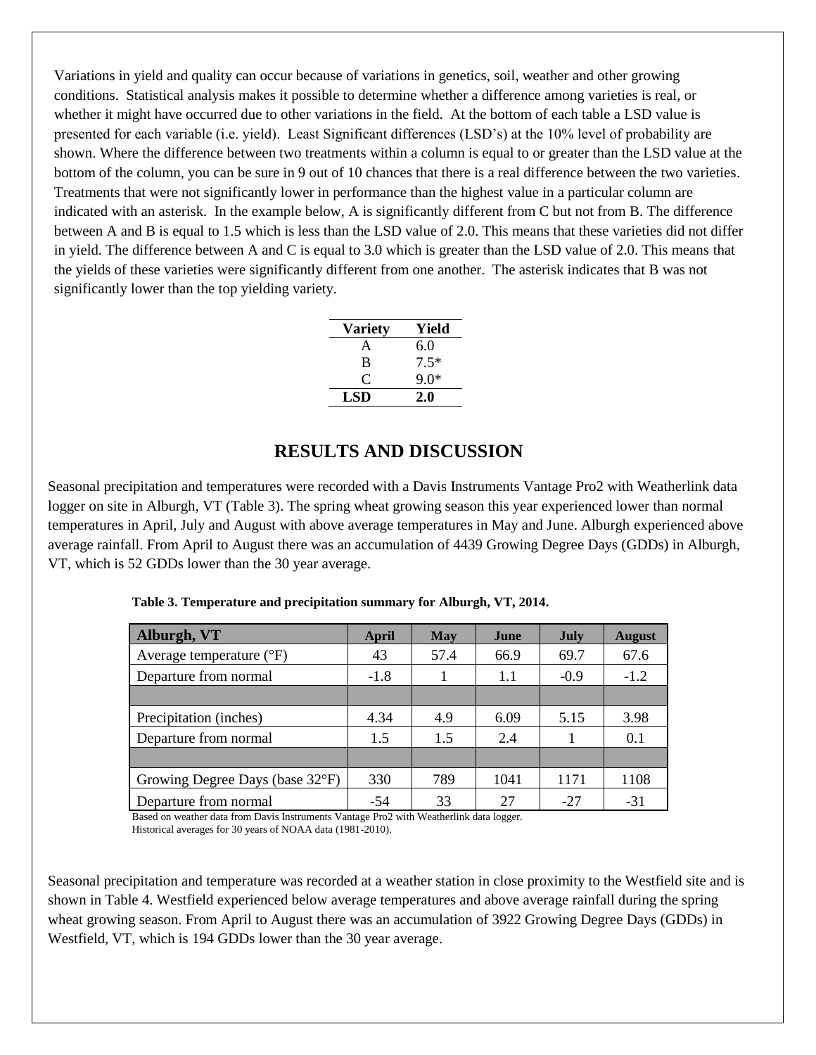Variations in yield and quality can occur because of variations in genetics, soil, weather and other growing conditions. Statistical analysis makes it possible to determine whether a difference among varieties is real, or whether it might have occurred due to other variations in the field. At the bottom of each table a LSD value is presented for each variable (i.e. yield). Least Significant differences (LSD's) at the 10% level of probability are shown. Where the difference between two treatments within a column is equal to or greater than the LSD value at the bottom of the column, you can be sure in 9 out of 10 chances that there is a real difference between the two varieties. Treatments that were not significantly lower in performance than the highest value in a particular column are indicated with an asterisk. In the example below, A is significantly different from C but not from B. The difference between A and B is equal to 1.5 which is less than the LSD value of 2.0. This means that these varieties did not differ in yield. The difference between A and C is equal to 3.0 which is greater than the LSD value of 2.0. This means that the yields of these varieties were significantly different from one another. The asterisk indicates that B was not significantly lower than the top yielding variety.

| Variety | Yield |
|---|---|
| A | 6.0 |
| B | 7.5* |
| C | 9.0* |
| **LSD** | **2.0** |

# RESULTS AND DISCUSSION

Seasonal precipitation and temperatures were recorded with a Davis Instruments Vantage Pro2 with Weatherlink data logger on site in Alburgh, VT (Table 3). The spring wheat growing season this year experienced lower than normal temperatures in April, July and August with above average temperatures in May and June. Alburgh experienced above average rainfall. From April to August there was an accumulation of 4439 Growing Degree Days (GDDs) in Alburgh, VT, which is 52 GDDs lower than the 30 year average.

**Table 3. Temperature and precipitation summary for Alburgh, VT, 2014.**

| Alburgh, VT | April | May | June | July | August |
|---|---|---|---|---|---|
| Average temperature (°F) | 43 | 57.4 | 66.9 | 69.7 | 67.6 |
| Departure from normal | -1.8 | 1 | 1.1 | -0.9 | -1.2 |
| | | | | | |
| Precipitation (inches) | 4.34 | 4.9 | 6.09 | 5.15 | 3.98 |
| Departure from normal | 1.5 | 1.5 | 2.4 | 1 | 0.1 |
| | | | | | |
| Growing Degree Days (base 32°F) | 330 | 789 | 1041 | 1171 | 1108 |
| Departure from normal | -54 | 33 | 27 | -27 | -31 |

Based on weather data from Davis Instruments Vantage Pro2 with Weatherlink data logger.
Historical averages for 30 years of NOAA data (1981-2010).

Seasonal precipitation and temperature was recorded at a weather station in close proximity to the Westfield site and is shown in Table 4. Westfield experienced below average temperatures and above average rainfall during the spring wheat growing season. From April to August there was an accumulation of 3922 Growing Degree Days (GDDs) in Westfield, VT, which is 194 GDDs lower than the 30 year average.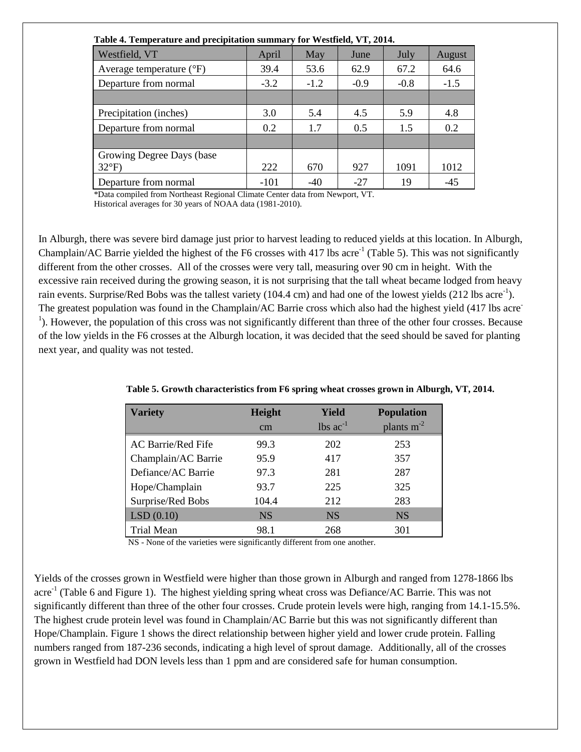**Table 4. Temperature and precipitation summary for Westfield, VT, 2014.**

| Westfield, VT | April | May | June | July | August |
|---|---|---|---|---|---|
| Average temperature (°F) | 39.4 | 53.6 | 62.9 | 67.2 | 64.6 |
| Departure from normal | -3.2 | -1.2 | -0.9 | -0.8 | -1.5 |
| | | | | | |
| Precipitation (inches) | 3.0 | 5.4 | 4.5 | 5.9 | 4.8 |
| Departure from normal | 0.2 | 1.7 | 0.5 | 1.5 | 0.2 |
| | | | | | |
| Growing Degree Days (base 32°F) | 222 | 670 | 927 | 1091 | 1012 |
| Departure from normal | -101 | -40 | -27 | 19 | -45 |

*Data compiled from Northeast Regional Climate Center data from Newport, VT.
Historical averages for 30 years of NOAA data (1981-2010).

In Alburgh, there was severe bird damage just prior to harvest leading to reduced yields at this location. In Alburgh, Champlain/AC Barrie yielded the highest of the F6 crosses with 417 lbs acre$^{-1}$ (Table 5). This was not significantly different from the other crosses. All of the crosses were very tall, measuring over 90 cm in height. With the excessive rain received during the growing season, it is not surprising that the tall wheat became lodged from heavy rain events. Surprise/Red Bobs was the tallest variety (104.4 cm) and had one of the lowest yields (212 lbs acre$^{-1}$). The greatest population was found in the Champlain/AC Barrie cross which also had the highest yield (417 lbs acre$^{-1}$). However, the population of this cross was not significantly different than three of the other four crosses. Because of the low yields in the F6 crosses at the Alburgh location, it was decided that the seed should be saved for planting next year, and quality was not tested.

**Table 5. Growth characteristics from F6 spring wheat crosses grown in Alburgh, VT, 2014.**

| Variety | Height | Yield | Population |
|---|---|---|---|
| | cm | lbs ac$^{-1}$ | plants m$^{-2}$ |
| AC Barrie/Red Fife | 99.3 | 202 | 253 |
| Champlain/AC Barrie | 95.9 | 417 | 357 |
| Defiance/AC Barrie | 97.3 | 281 | 287 |
| Hope/Champlain | 93.7 | 225 | 325 |
| Surprise/Red Bobs | 104.4 | 212 | 283 |
| LSD (0.10) | NS | NS | NS |
| Trial Mean | 98.1 | 268 | 301 |

NS - None of the varieties were significantly different from one another.

Yields of the crosses grown in Westfield were higher than those grown in Alburgh and ranged from 1278-1866 lbs acre$^{-1}$ (Table 6 and Figure 1). The highest yielding spring wheat cross was Defiance/AC Barrie. This was not significantly different than three of the other four crosses. Crude protein levels were high, ranging from 14.1-15.5%. The highest crude protein level was found in Champlain/AC Barrie but this was not significantly different than Hope/Champlain. Figure 1 shows the direct relationship between higher yield and lower crude protein. Falling numbers ranged from 187-236 seconds, indicating a high level of sprout damage. Additionally, all of the crosses grown in Westfield had DON levels less than 1 ppm and are considered safe for human consumption.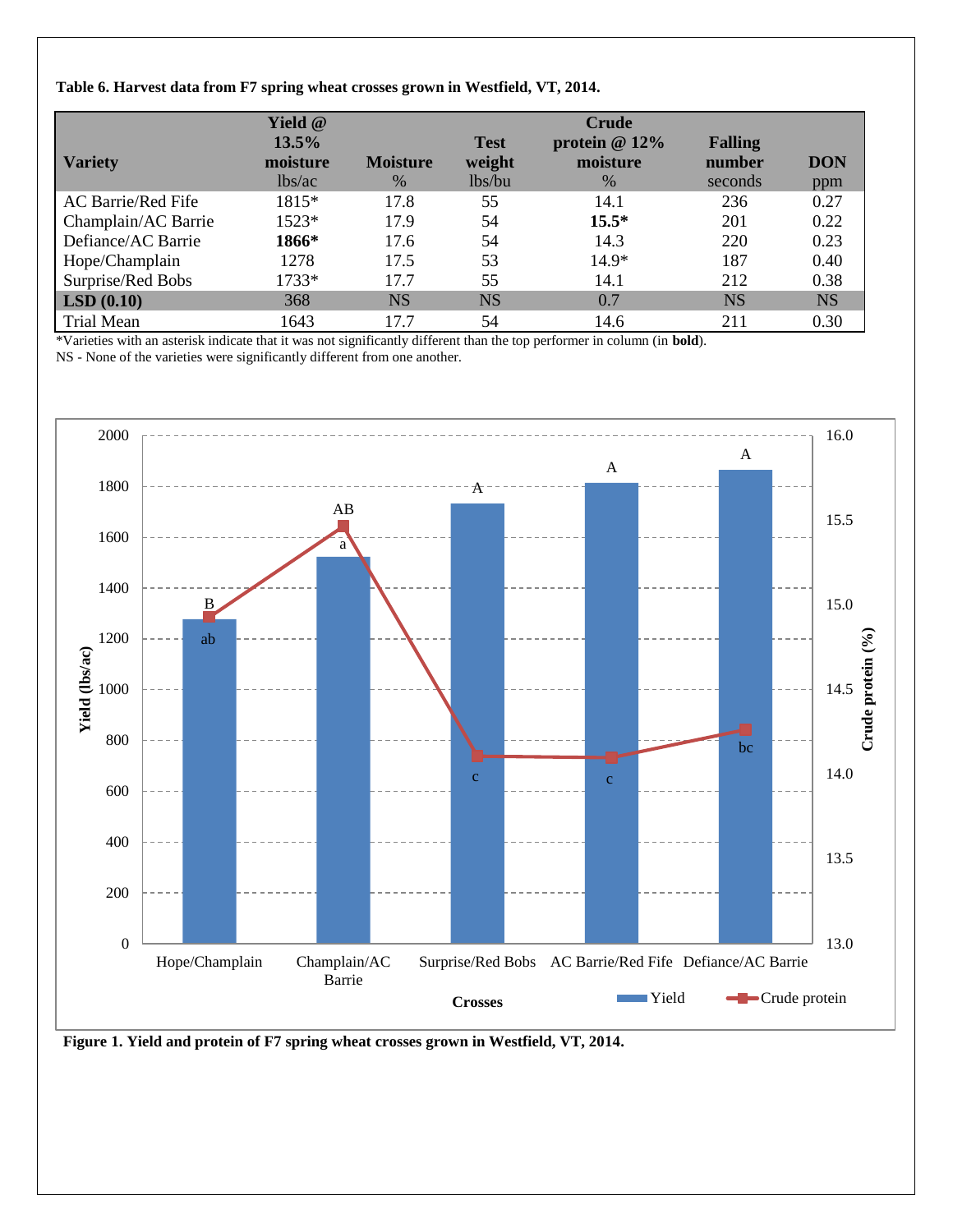**Table 6. Harvest data from F7 spring wheat crosses grown in Westfield, VT, 2014.**

| Variety | Yield @ 13.5% moisture lbs/ac | Moisture % | Test weight lbs/bu | Crude protein @ 12% moisture % | Falling number seconds | DON ppm |
|---|---|---|---|---|---|---|
| AC Barrie/Red Fife | 1815* | 17.8 | 55 | 14.1 | 236 | 0.27 |
| Champlain/AC Barrie | 1523* | 17.9 | 54 | **15.5*** | 201 | 0.22 |
| Defiance/AC Barrie | **1866*** | 17.6 | 54 | 14.3 | 220 | 0.23 |
| Hope/Champlain | 1278 | 17.5 | 53 | 14.9* | 187 | 0.40 |
| Surprise/Red Bobs | 1733* | 17.7 | 55 | 14.1 | 212 | 0.38 |
| **LSD (0.10)** | 368 | NS | NS | 0.7 | NS | NS |
| Trial Mean | 1643 | 17.7 | 54 | 14.6 | 211 | 0.30 |

*Varieties with an asterisk indicate that it was not significantly different than the top performer in column (in **bold**).
NS - None of the varieties were significantly different from one another.

Yield (lbs/ac)
0
200
400
600
800
1000
1200
1400
1600
1800
2000

Crude protein (%)
13.0
13.5
14.0
14.5
15.0
15.5
16.0

B
ab
AB
a
A
c
A
c
A
bc

Hope/Champlain
Champlain/AC Barrie
Surprise/Red Bobs
AC Barrie/Red Fife
Defiance/AC Barrie

Crosses

Yield
Crude protein

**Figure 1. Yield and protein of F7 spring wheat crosses grown in Westfield, VT, 2014.**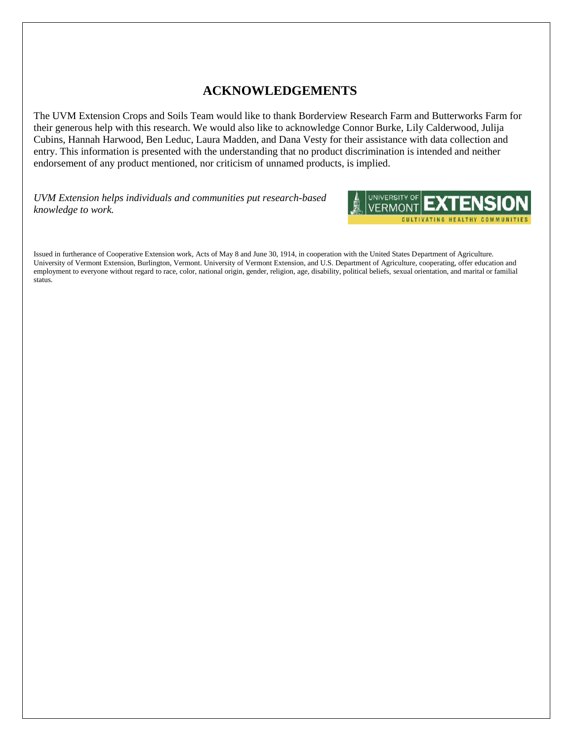# ACKNOWLEDGEMENTS

The UVM Extension Crops and Soils Team would like to thank Borderview Research Farm and Butterworks Farm for their generous help with this research. We would also like to acknowledge Connor Burke, Lily Calderwood, Julija Cubins, Hannah Harwood, Ben Leduc, Laura Madden, and Dana Vesty for their assistance with data collection and entry. This information is presented with the understanding that no product discrimination is intended and neither endorsement of any product mentioned, nor criticism of unnamed products, is implied.

*UVM Extension helps individuals and communities put research-based knowledge to work.*

UNIVERSITY OF VERMONT EXTENSION
CULTIVATING HEALTHY COMMUNITIES

Issued in furtherance of Cooperative Extension work, Acts of May 8 and June 30, 1914, in cooperation with the United States Department of Agriculture. University of Vermont Extension, Burlington, Vermont. University of Vermont Extension, and U.S. Department of Agriculture, cooperating, offer education and employment to everyone without regard to race, color, national origin, gender, religion, age, disability, political beliefs, sexual orientation, and marital or familial status.